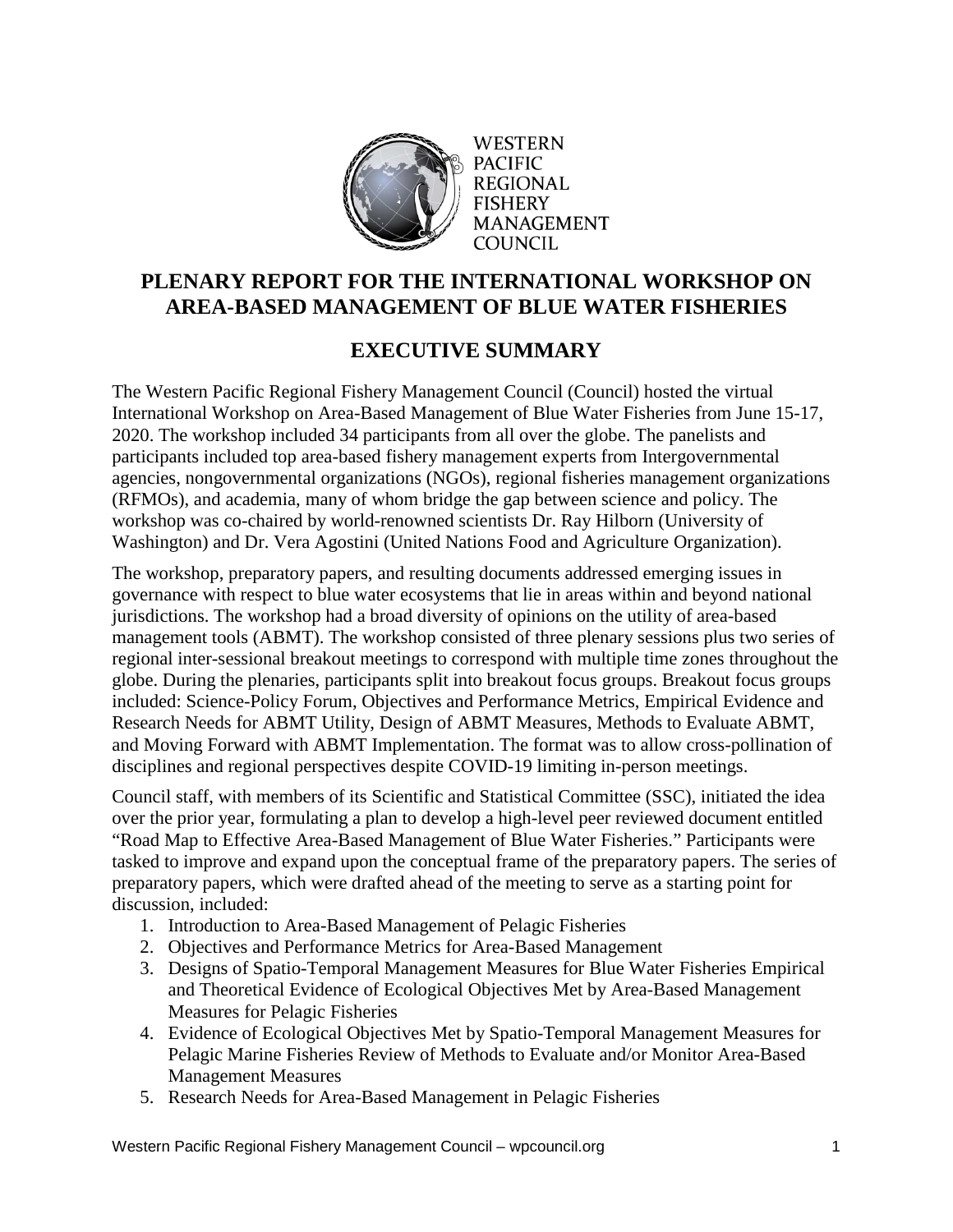WESTERN PACIFIC REGIONAL FISHERY MANAGEMENT COUNCIL

# PLENARY REPORT FOR THE INTERNATIONAL WORKSHOP ON AREA-BASED MANAGEMENT OF BLUE WATER FISHERIES

## EXECUTIVE SUMMARY

The Western Pacific Regional Fishery Management Council (Council) hosted the virtual International Workshop on Area-Based Management of Blue Water Fisheries from June 15-17, 2020. The workshop included 34 participants from all over the globe. The panelists and participants included top area-based fishery management experts from Intergovernmental agencies, nongovernmental organizations (NGOs), regional fisheries management organizations (RFMOs), and academia, many of whom bridge the gap between science and policy. The workshop was co-chaired by world-renowned scientists Dr. Ray Hilborn (University of Washington) and Dr. Vera Agostini (United Nations Food and Agriculture Organization).

The workshop, preparatory papers, and resulting documents addressed emerging issues in governance with respect to blue water ecosystems that lie in areas within and beyond national jurisdictions. The workshop had a broad diversity of opinions on the utility of area-based management tools (ABMT). The workshop consisted of three plenary sessions plus two series of regional inter-sessional breakout meetings to correspond with multiple time zones throughout the globe. During the plenaries, participants split into breakout focus groups. Breakout focus groups included: Science-Policy Forum, Objectives and Performance Metrics, Empirical Evidence and Research Needs for ABMT Utility, Design of ABMT Measures, Methods to Evaluate ABMT, and Moving Forward with ABMT Implementation. The format was to allow cross-pollination of disciplines and regional perspectives despite COVID-19 limiting in-person meetings.

Council staff, with members of its Scientific and Statistical Committee (SSC), initiated the idea over the prior year, formulating a plan to develop a high-level peer reviewed document entitled "Road Map to Effective Area-Based Management of Blue Water Fisheries." Participants were tasked to improve and expand upon the conceptual frame of the preparatory papers. The series of preparatory papers, which were drafted ahead of the meeting to serve as a starting point for discussion, included:

1. Introduction to Area-Based Management of Pelagic Fisheries
2. Objectives and Performance Metrics for Area-Based Management
3. Designs of Spatio-Temporal Management Measures for Blue Water Fisheries Empirical and Theoretical Evidence of Ecological Objectives Met by Area-Based Management Measures for Pelagic Fisheries
4. Evidence of Ecological Objectives Met by Spatio-Temporal Management Measures for Pelagic Marine Fisheries Review of Methods to Evaluate and/or Monitor Area-Based Management Measures
5. Research Needs for Area-Based Management in Pelagic Fisheries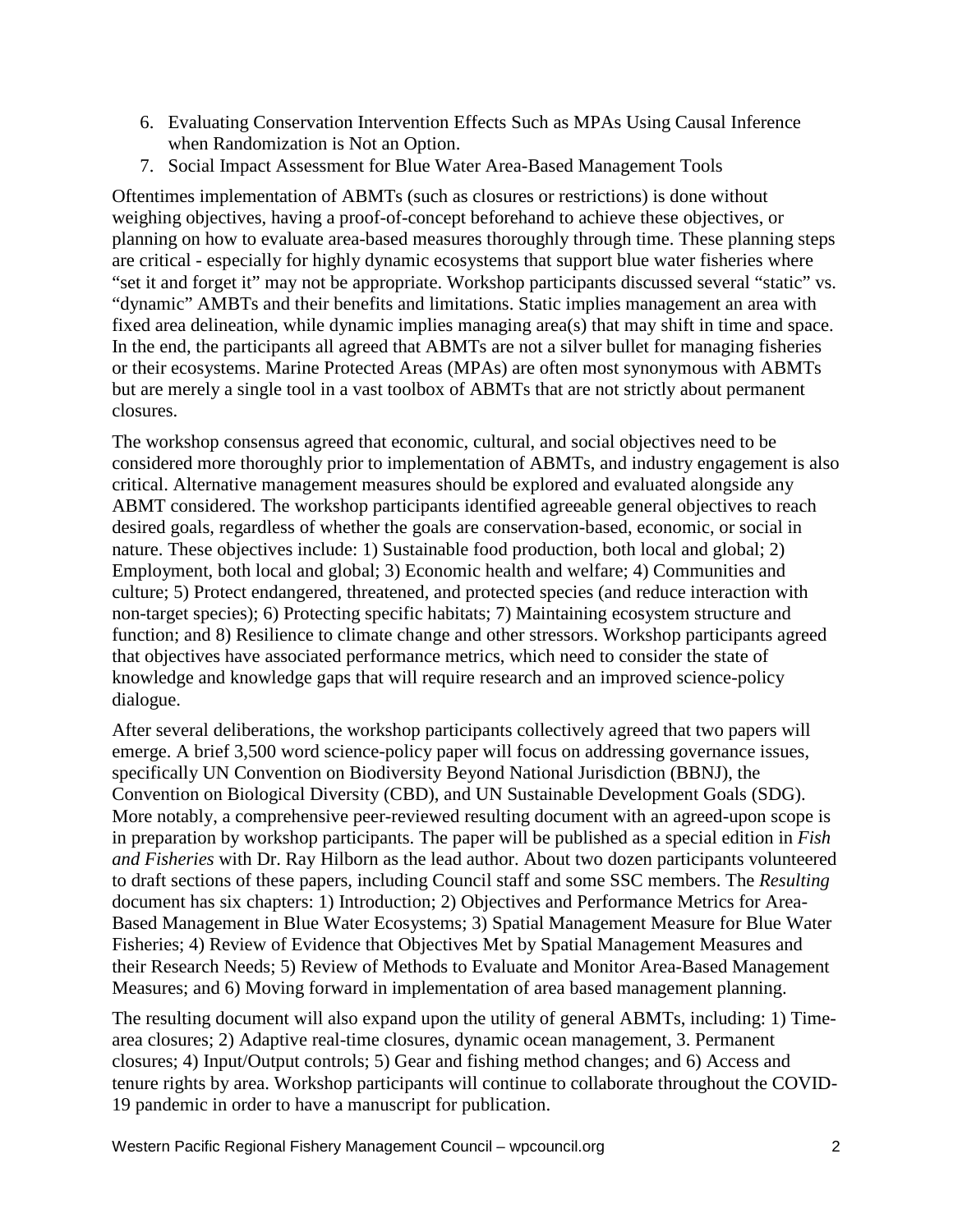6. Evaluating Conservation Intervention Effects Such as MPAs Using Causal Inference when Randomization is Not an Option.
7. Social Impact Assessment for Blue Water Area-Based Management Tools

Oftentimes implementation of ABMTs (such as closures or restrictions) is done without weighing objectives, having a proof-of-concept beforehand to achieve these objectives, or planning on how to evaluate area-based measures thoroughly through time. These planning steps are critical - especially for highly dynamic ecosystems that support blue water fisheries where "set it and forget it" may not be appropriate. Workshop participants discussed several "static" vs. "dynamic" AMBTs and their benefits and limitations. Static implies management an area with fixed area delineation, while dynamic implies managing area(s) that may shift in time and space. In the end, the participants all agreed that ABMTs are not a silver bullet for managing fisheries or their ecosystems. Marine Protected Areas (MPAs) are often most synonymous with ABMTs but are merely a single tool in a vast toolbox of ABMTs that are not strictly about permanent closures.

The workshop consensus agreed that economic, cultural, and social objectives need to be considered more thoroughly prior to implementation of ABMTs, and industry engagement is also critical. Alternative management measures should be explored and evaluated alongside any ABMT considered. The workshop participants identified agreeable general objectives to reach desired goals, regardless of whether the goals are conservation-based, economic, or social in nature. These objectives include: 1) Sustainable food production, both local and global; 2) Employment, both local and global; 3) Economic health and welfare; 4) Communities and culture; 5) Protect endangered, threatened, and protected species (and reduce interaction with non-target species); 6) Protecting specific habitats; 7) Maintaining ecosystem structure and function; and 8) Resilience to climate change and other stressors. Workshop participants agreed that objectives have associated performance metrics, which need to consider the state of knowledge and knowledge gaps that will require research and an improved science-policy dialogue.

After several deliberations, the workshop participants collectively agreed that two papers will emerge. A brief 3,500 word science-policy paper will focus on addressing governance issues, specifically UN Convention on Biodiversity Beyond National Jurisdiction (BBNJ), the Convention on Biological Diversity (CBD), and UN Sustainable Development Goals (SDG). More notably, a comprehensive peer-reviewed resulting document with an agreed-upon scope is in preparation by workshop participants. The paper will be published as a special edition in *Fish and Fisheries* with Dr. Ray Hilborn as the lead author. About two dozen participants volunteered to draft sections of these papers, including Council staff and some SSC members. The *Resulting* document has six chapters: 1) Introduction; 2) Objectives and Performance Metrics for Area-Based Management in Blue Water Ecosystems; 3) Spatial Management Measure for Blue Water Fisheries; 4) Review of Evidence that Objectives Met by Spatial Management Measures and their Research Needs; 5) Review of Methods to Evaluate and Monitor Area-Based Management Measures; and 6) Moving forward in implementation of area based management planning.

The resulting document will also expand upon the utility of general ABMTs, including: 1) Time-area closures; 2) Adaptive real-time closures, dynamic ocean management, 3. Permanent closures; 4) Input/Output controls; 5) Gear and fishing method changes; and 6) Access and tenure rights by area. Workshop participants will continue to collaborate throughout the COVID-19 pandemic in order to have a manuscript for publication.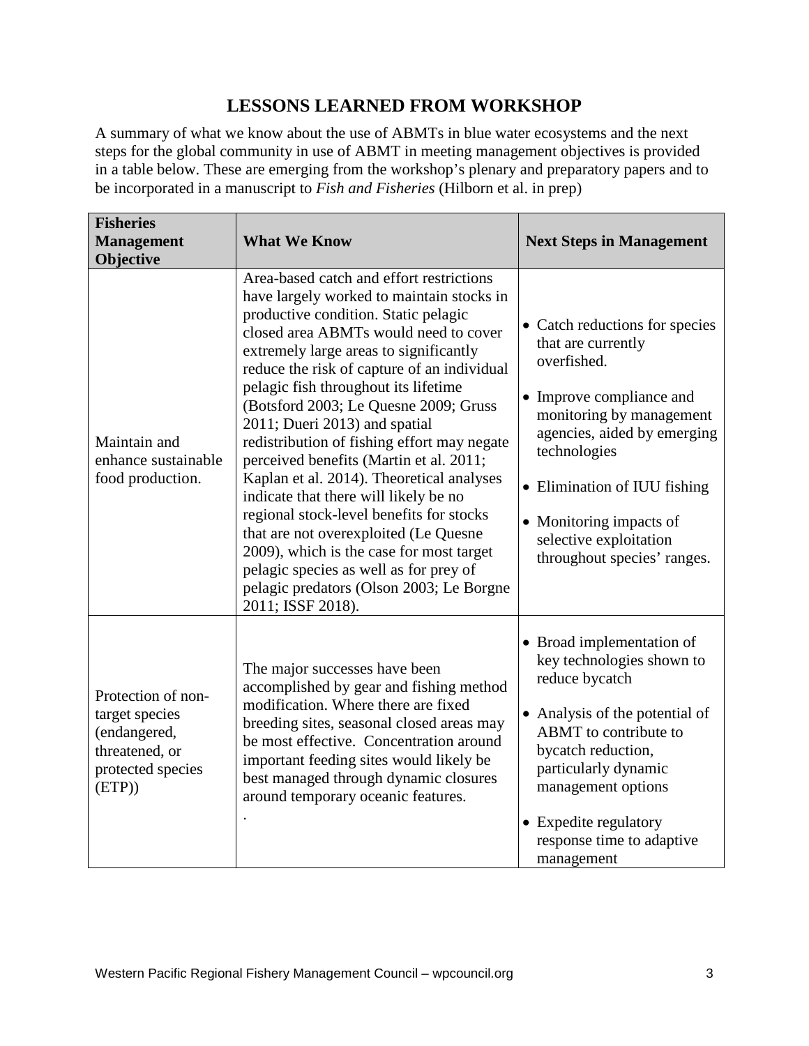## LESSONS LEARNED FROM WORKSHOP

A summary of what we know about the use of ABMTs in blue water ecosystems and the next steps for the global community in use of ABMT in meeting management objectives is provided in a table below. These are emerging from the workshop's plenary and preparatory papers and to be incorporated in a manuscript to *Fish and Fisheries* (Hilborn et al. in prep)

| **Fisheries Management Objective** | **What We Know** | **Next Steps in Management** |
|---|---|---|
| Maintain and enhance sustainable food production. | Area-based catch and effort restrictions have largely worked to maintain stocks in productive condition. Static pelagic closed area ABMTs would need to cover extremely large areas to significantly reduce the risk of capture of an individual pelagic fish throughout its lifetime (Botsford 2003; Le Quesne 2009; Gruss 2011; Dueri 2013) and spatial redistribution of fishing effort may negate perceived benefits (Martin et al. 2011; Kaplan et al. 2014). Theoretical analyses indicate that there will likely be no regional stock-level benefits for stocks that are not overexploited (Le Quesne 2009), which is the case for most target pelagic species as well as for prey of pelagic predators (Olson 2003; Le Borgne 2011; ISSF 2018). | • Catch reductions for species that are currently overfished.<br>• Improve compliance and monitoring by management agencies, aided by emerging technologies<br>• Elimination of IUU fishing<br>• Monitoring impacts of selective exploitation throughout species' ranges. |
| Protection of non-target species (endangered, threatened, or protected species (ETP)) | The major successes have been accomplished by gear and fishing method modification. Where there are fixed breeding sites, seasonal closed areas may be most effective. Concentration around important feeding sites would likely be best managed through dynamic closures around temporary oceanic features.<br>. | • Broad implementation of key technologies shown to reduce bycatch<br>• Analysis of the potential of ABMT to contribute to bycatch reduction, particularly dynamic management options<br>• Expedite regulatory response time to adaptive management |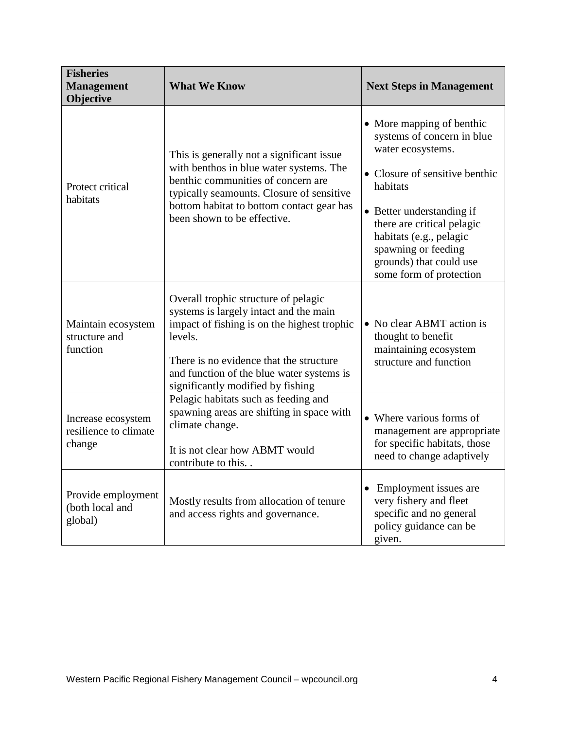| Fisheries Management Objective | What We Know | Next Steps in Management |
|---|---|---|
| Protect critical habitats | This is generally not a significant issue with benthos in blue water systems. The benthic communities of concern are typically seamounts. Closure of sensitive bottom habitat to bottom contact gear has been shown to be effective. | • More mapping of benthic systems of concern in blue water ecosystems.<br>• Closure of sensitive benthic habitats<br>• Better understanding if there are critical pelagic habitats (e.g., pelagic spawning or feeding grounds) that could use some form of protection |
| Maintain ecosystem structure and function | Overall trophic structure of pelagic systems is largely intact and the main impact of fishing is on the highest trophic levels.<br><br>There is no evidence that the structure and function of the blue water systems is significantly modified by fishing | • No clear ABMT action is thought to benefit maintaining ecosystem structure and function |
| Increase ecosystem resilience to climate change | Pelagic habitats such as feeding and spawning areas are shifting in space with climate change.<br><br>It is not clear how ABMT would contribute to this. . | • Where various forms of management are appropriate for specific habitats, those need to change adaptively |
| Provide employment (both local and global) | Mostly results from allocation of tenure and access rights and governance. | • Employment issues are very fishery and fleet specific and no general policy guidance can be given. |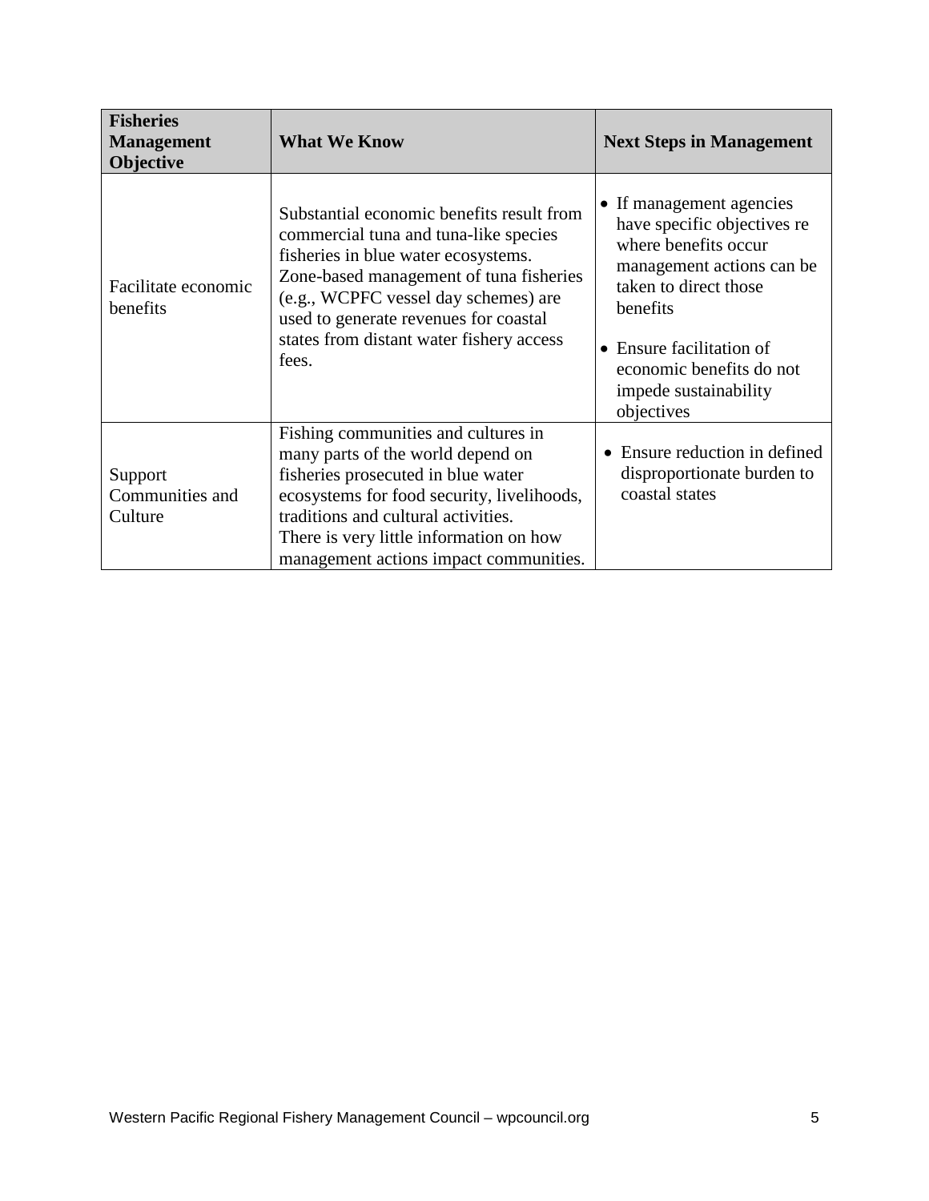| Fisheries Management Objective | What We Know | Next Steps in Management |
|---|---|---|
| Facilitate economic benefits | Substantial economic benefits result from commercial tuna and tuna-like species fisheries in blue water ecosystems. Zone-based management of tuna fisheries (e.g., WCPFC vessel day schemes) are used to generate revenues for coastal states from distant water fishery access fees. | • If management agencies have specific objectives re where benefits occur management actions can be taken to direct those benefits<br>• Ensure facilitation of economic benefits do not impede sustainability objectives |
| Support Communities and Culture | Fishing communities and cultures in many parts of the world depend on fisheries prosecuted in blue water ecosystems for food security, livelihoods, traditions and cultural activities.<br>There is very little information on how management actions impact communities. | • Ensure reduction in defined disproportionate burden to coastal states |